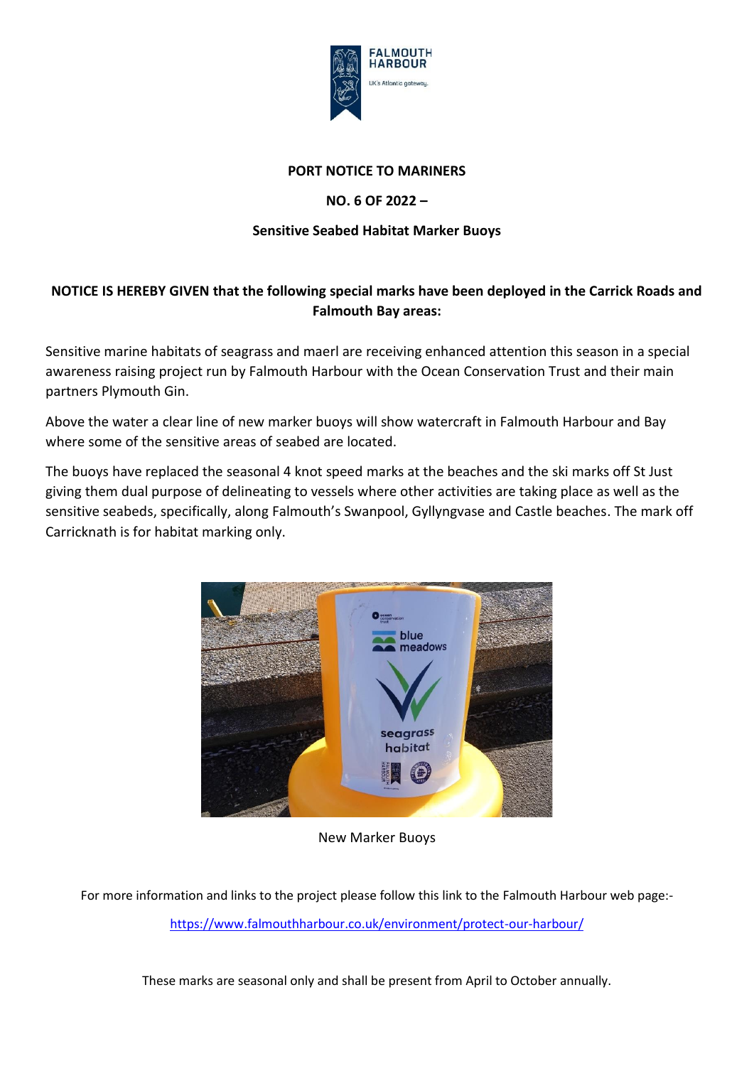**PORT NOTICE TO MARINERS**

**NO. 6 OF 2022 –**

**Sensitive Seabed Habitat Marker Buoys**

**NOTICE IS HEREBY GIVEN that the following special marks have been deployed in the Carrick Roads and Falmouth Bay areas:**

Sensitive marine habitats of seagrass and maerl are receiving enhanced attention this season in a special awareness raising project run by Falmouth Harbour with the Ocean Conservation Trust and their main partners Plymouth Gin.

Above the water a clear line of new marker buoys will show watercraft in Falmouth Harbour and Bay where some of the sensitive areas of seabed are located.

The buoys have replaced the seasonal 4 knot speed marks at the beaches and the ski marks off St Just giving them dual purpose of delineating to vessels where other activities are taking place as well as the sensitive seabeds, specifically, along Falmouth's Swanpool, Gyllyngvase and Castle beaches. The mark off Carricknath is for habitat marking only.

New Marker Buoys

For more information and links to the project please follow this link to the Falmouth Harbour web page:-

https://www.falmouthharbour.co.uk/environment/protect-our-harbour/

These marks are seasonal only and shall be present from April to October annually.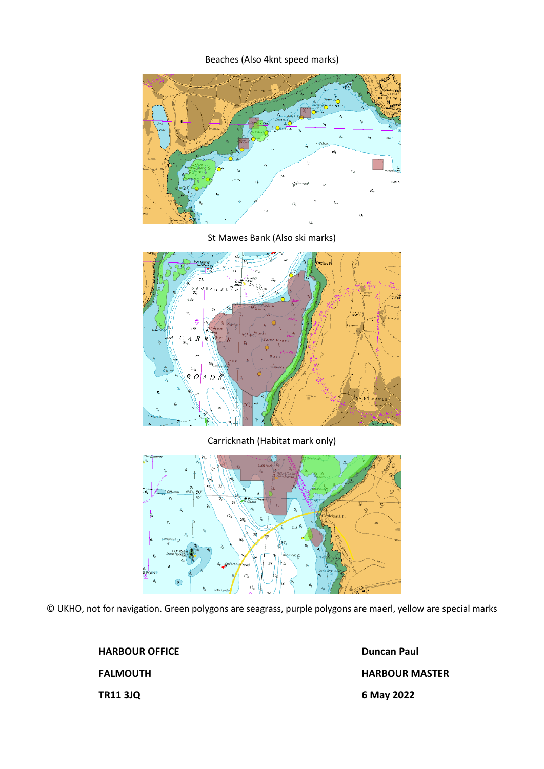Beaches (Also 4knt speed marks)

St Mawes Bank (Also ski marks)

Carricknath (Habitat mark only)

© UKHO, not for navigation. Green polygons are seagrass, purple polygons are maerl, yellow are special marks

**HARBOUR OFFICE**

**FALMOUTH**

**TR11 3JQ**

**Duncan Paul**

**HARBOUR MASTER**

**6 May 2022**